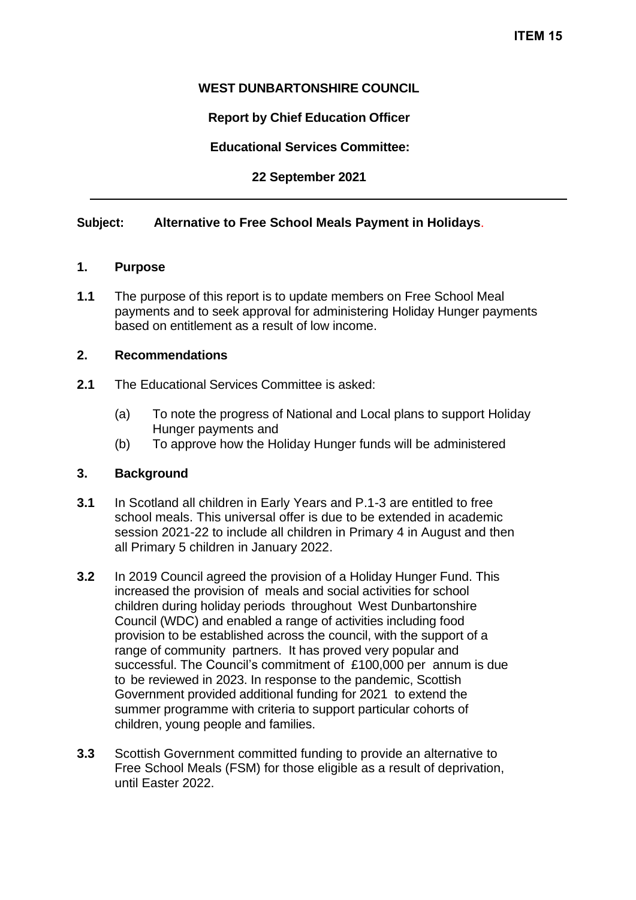**ITEM 15**

**WEST DUNBARTONSHIRE COUNCIL**

**Report by Chief Education Officer**

**Educational Services Committee:**

**22 September 2021**

---

**Subject: Alternative to Free School Meals Payment in Holidays.**

## 1. Purpose

**1.1** The purpose of this report is to update members on Free School Meal payments and to seek approval for administering Holiday Hunger payments based on entitlement as a result of low income.

## 2. Recommendations

**2.1** The Educational Services Committee is asked:

(a) To note the progress of National and Local plans to support Holiday Hunger payments and

(b) To approve how the Holiday Hunger funds will be administered

## 3. Background

**3.1** In Scotland all children in Early Years and P.1-3 are entitled to free school meals. This universal offer is due to be extended in academic session 2021-22 to include all children in Primary 4 in August and then all Primary 5 children in January 2022.

**3.2** In 2019 Council agreed the provision of a Holiday Hunger Fund. This increased the provision of meals and social activities for school children during holiday periods throughout West Dunbartonshire Council (WDC) and enabled a range of activities including food provision to be established across the council, with the support of a range of community partners. It has proved very popular and successful. The Council's commitment of £100,000 per annum is due to be reviewed in 2023. In response to the pandemic, Scottish Government provided additional funding for 2021 to extend the summer programme with criteria to support particular cohorts of children, young people and families.

**3.3** Scottish Government committed funding to provide an alternative to Free School Meals (FSM) for those eligible as a result of deprivation, until Easter 2022.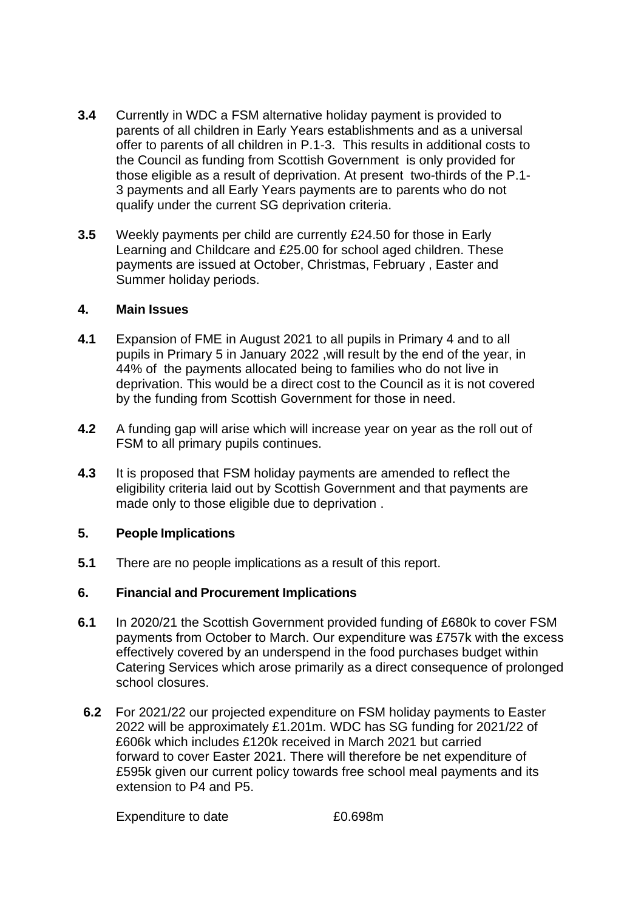**3.4** Currently in WDC a FSM alternative holiday payment is provided to parents of all children in Early Years establishments and as a universal offer to parents of all children in P.1-3. This results in additional costs to the Council as funding from Scottish Government is only provided for those eligible as a result of deprivation. At present two-thirds of the P.1-3 payments and all Early Years payments are to parents who do not qualify under the current SG deprivation criteria.

**3.5** Weekly payments per child are currently £24.50 for those in Early Learning and Childcare and £25.00 for school aged children. These payments are issued at October, Christmas, February , Easter and Summer holiday periods.

## 4. Main Issues

**4.1** Expansion of FME in August 2021 to all pupils in Primary 4 and to all pupils in Primary 5 in January 2022 ,will result by the end of the year, in 44% of the payments allocated being to families who do not live in deprivation. This would be a direct cost to the Council as it is not covered by the funding from Scottish Government for those in need.

**4.2** A funding gap will arise which will increase year on year as the roll out of FSM to all primary pupils continues.

**4.3** It is proposed that FSM holiday payments are amended to reflect the eligibility criteria laid out by Scottish Government and that payments are made only to those eligible due to deprivation .

## 5. People Implications

**5.1** There are no people implications as a result of this report.

## 6. Financial and Procurement Implications

**6.1** In 2020/21 the Scottish Government provided funding of £680k to cover FSM payments from October to March. Our expenditure was £757k with the excess effectively covered by an underspend in the food purchases budget within Catering Services which arose primarily as a direct consequence of prolonged school closures.

**6.2** For 2021/22 our projected expenditure on FSM holiday payments to Easter 2022 will be approximately £1.201m. WDC has SG funding for 2021/22 of £606k which includes £120k received in March 2021 but carried forward to cover Easter 2021. There will therefore be net expenditure of £595k given our current policy towards free school meal payments and its extension to P4 and P5.

| | |
|---|---|
| Expenditure to date | £0.698m |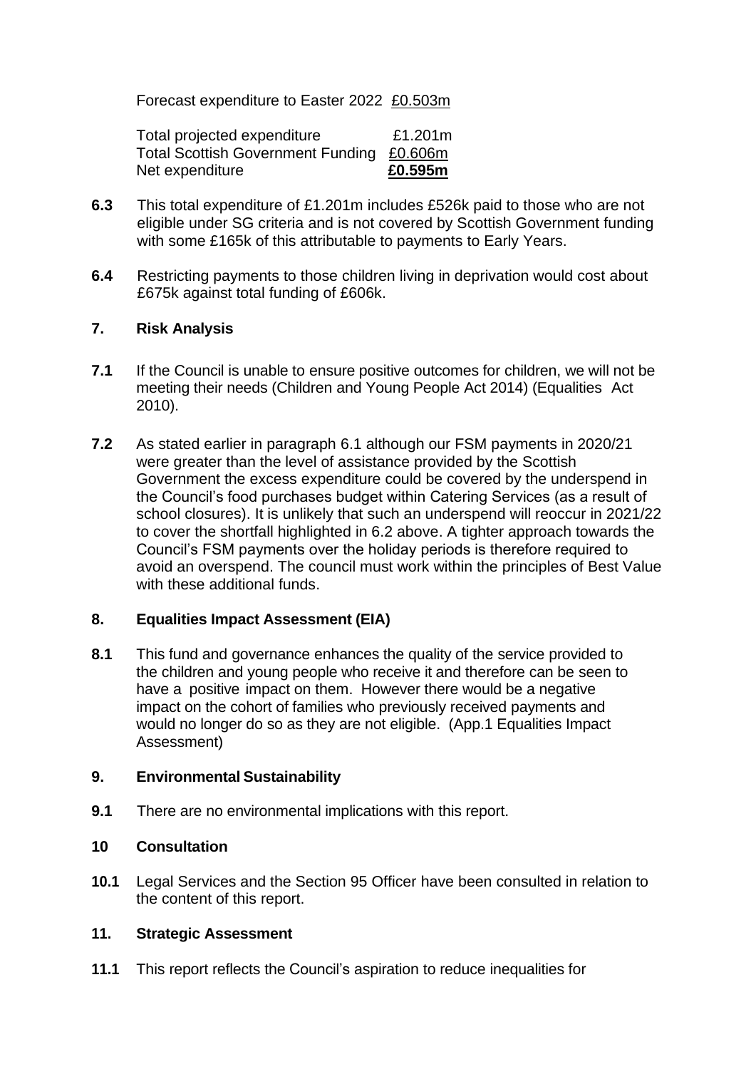Forecast expenditure to Easter 2022 £0.503m

| | |
|---|---|
| Total projected expenditure | £1.201m |
| Total Scottish Government Funding | £0.606m |
| Net expenditure | **£0.595m** |

**6.3** This total expenditure of £1.201m includes £526k paid to those who are not eligible under SG criteria and is not covered by Scottish Government funding with some £165k of this attributable to payments to Early Years.

**6.4** Restricting payments to those children living in deprivation would cost about £675k against total funding of £606k.

## 7. Risk Analysis

**7.1** If the Council is unable to ensure positive outcomes for children, we will not be meeting their needs (Children and Young People Act 2014) (Equalities Act 2010).

**7.2** As stated earlier in paragraph 6.1 although our FSM payments in 2020/21 were greater than the level of assistance provided by the Scottish Government the excess expenditure could be covered by the underspend in the Council's food purchases budget within Catering Services (as a result of school closures). It is unlikely that such an underspend will reoccur in 2021/22 to cover the shortfall highlighted in 6.2 above. A tighter approach towards the Council's FSM payments over the holiday periods is therefore required to avoid an overspend. The council must work within the principles of Best Value with these additional funds.

## 8. Equalities Impact Assessment (EIA)

**8.1** This fund and governance enhances the quality of the service provided to the children and young people who receive it and therefore can be seen to have a positive impact on them. However there would be a negative impact on the cohort of families who previously received payments and would no longer do so as they are not eligible. (App.1 Equalities Impact Assessment)

## 9. Environmental Sustainability

**9.1** There are no environmental implications with this report.

## 10 Consultation

**10.1** Legal Services and the Section 95 Officer have been consulted in relation to the content of this report.

## 11. Strategic Assessment

**11.1** This report reflects the Council's aspiration to reduce inequalities for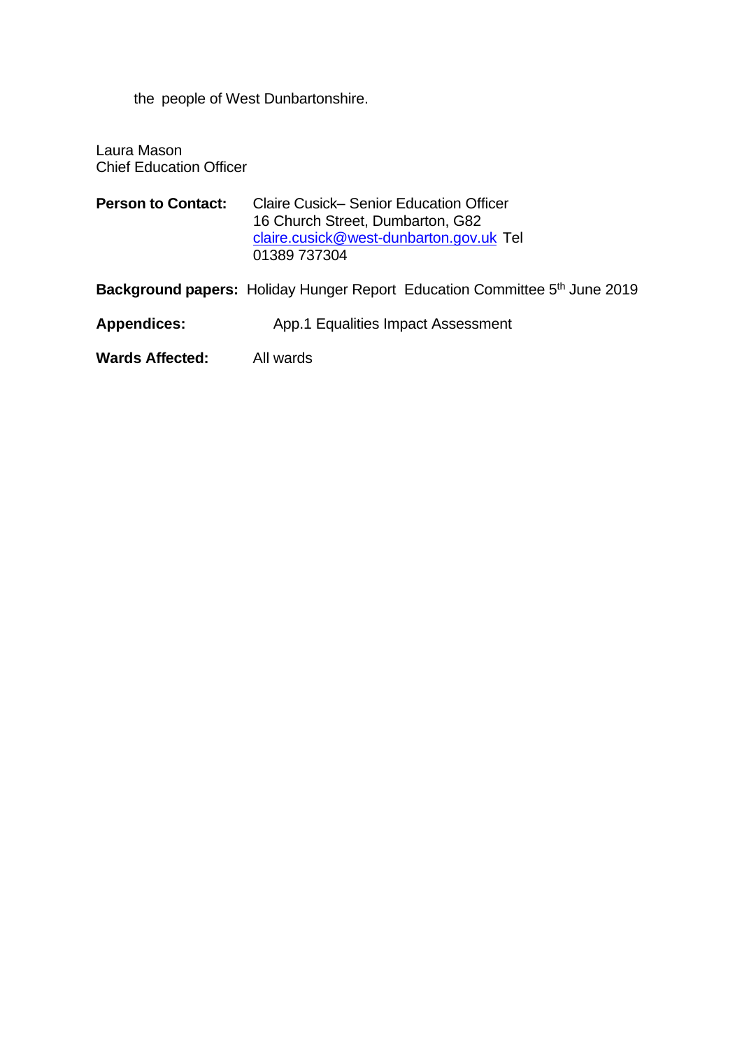the people of West Dunbartonshire.

Laura Mason
Chief Education Officer

**Person to Contact:** Claire Cusick– Senior Education Officer
16 Church Street, Dumbarton, G82
claire.cusick@west-dunbarton.gov.uk Tel
01389 737304

**Background papers:** Holiday Hunger Report Education Committee 5th June 2019

**Appendices:** App.1 Equalities Impact Assessment

**Wards Affected:** All wards